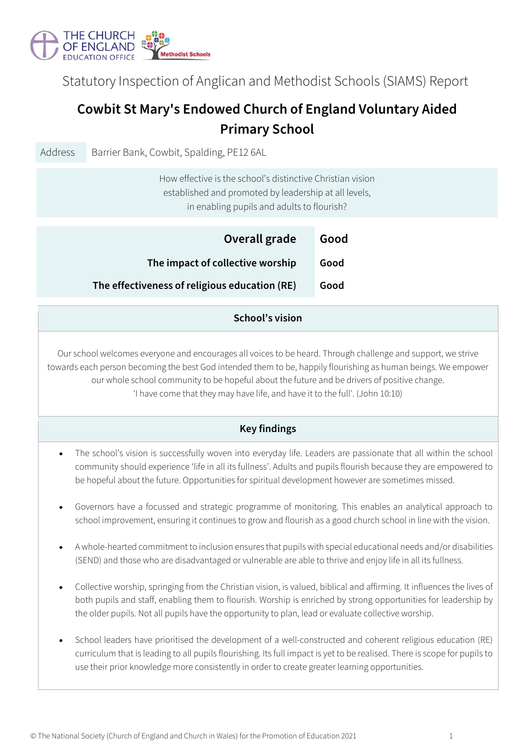THE CHURCH OF ENGLAND EDUCATION OFFICE

Methodist Schools

Statutory Inspection of Anglican and Methodist Schools (SIAMS) Report

# Cowbit St Mary's Endowed Church of England Voluntary Aided Primary School

| Address | Barrier Bank, Cowbit, Spalding, PE12 6AL |
|---|---|

How effective is the school's distinctive Christian vision established and promoted by leadership at all levels, in enabling pupils and adults to flourish?

| | |
|---|---|
| **Overall grade** | **Good** |
| **The impact of collective worship** | **Good** |
| **The effectiveness of religious education (RE)** | **Good** |

## School's vision

Our school welcomes everyone and encourages all voices to be heard. Through challenge and support, we strive towards each person becoming the best God intended them to be, happily flourishing as human beings. We empower our whole school community to be hopeful about the future and be drivers of positive change.
'I have come that they may have life, and have it to the full'. (John 10:10)

## Key findings

- The school's vision is successfully woven into everyday life. Leaders are passionate that all within the school community should experience 'life in all its fullness'. Adults and pupils flourish because they are empowered to be hopeful about the future. Opportunities for spiritual development however are sometimes missed.
- Governors have a focussed and strategic programme of monitoring. This enables an analytical approach to school improvement, ensuring it continues to grow and flourish as a good church school in line with the vision.
- A whole-hearted commitment to inclusion ensures that pupils with special educational needs and/or disabilities (SEND) and those who are disadvantaged or vulnerable are able to thrive and enjoy life in all its fullness.
- Collective worship, springing from the Christian vision, is valued, biblical and affirming. It influences the lives of both pupils and staff, enabling them to flourish. Worship is enriched by strong opportunities for leadership by the older pupils. Not all pupils have the opportunity to plan, lead or evaluate collective worship.
- School leaders have prioritised the development of a well-constructed and coherent religious education (RE) curriculum that is leading to all pupils flourishing. Its full impact is yet to be realised. There is scope for pupils to use their prior knowledge more consistently in order to create greater learning opportunities.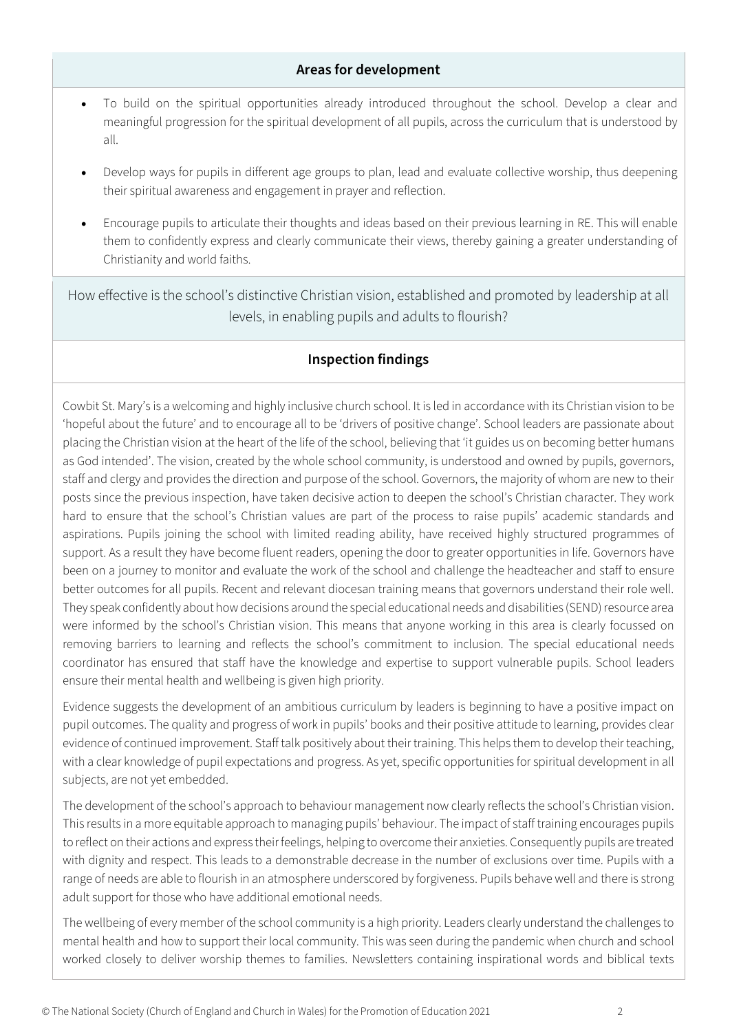## Areas for development

- To build on the spiritual opportunities already introduced throughout the school. Develop a clear and meaningful progression for the spiritual development of all pupils, across the curriculum that is understood by all.
- Develop ways for pupils in different age groups to plan, lead and evaluate collective worship, thus deepening their spiritual awareness and engagement in prayer and reflection.
- Encourage pupils to articulate their thoughts and ideas based on their previous learning in RE. This will enable them to confidently express and clearly communicate their views, thereby gaining a greater understanding of Christianity and world faiths.

## How effective is the school's distinctive Christian vision, established and promoted by leadership at all levels, in enabling pupils and adults to flourish?

### Inspection findings

Cowbit St. Mary's is a welcoming and highly inclusive church school. It is led in accordance with its Christian vision to be 'hopeful about the future' and to encourage all to be 'drivers of positive change'. School leaders are passionate about placing the Christian vision at the heart of the life of the school, believing that 'it guides us on becoming better humans as God intended'. The vision, created by the whole school community, is understood and owned by pupils, governors, staff and clergy and provides the direction and purpose of the school. Governors, the majority of whom are new to their posts since the previous inspection, have taken decisive action to deepen the school's Christian character. They work hard to ensure that the school's Christian values are part of the process to raise pupils' academic standards and aspirations. Pupils joining the school with limited reading ability, have received highly structured programmes of support. As a result they have become fluent readers, opening the door to greater opportunities in life. Governors have been on a journey to monitor and evaluate the work of the school and challenge the headteacher and staff to ensure better outcomes for all pupils. Recent and relevant diocesan training means that governors understand their role well. They speak confidently about how decisions around the special educational needs and disabilities (SEND) resource area were informed by the school's Christian vision. This means that anyone working in this area is clearly focussed on removing barriers to learning and reflects the school's commitment to inclusion. The special educational needs coordinator has ensured that staff have the knowledge and expertise to support vulnerable pupils. School leaders ensure their mental health and wellbeing is given high priority.

Evidence suggests the development of an ambitious curriculum by leaders is beginning to have a positive impact on pupil outcomes. The quality and progress of work in pupils' books and their positive attitude to learning, provides clear evidence of continued improvement. Staff talk positively about their training. This helps them to develop their teaching, with a clear knowledge of pupil expectations and progress. As yet, specific opportunities for spiritual development in all subjects, are not yet embedded.

The development of the school's approach to behaviour management now clearly reflects the school's Christian vision. This results in a more equitable approach to managing pupils' behaviour. The impact of staff training encourages pupils to reflect on their actions and express their feelings, helping to overcome their anxieties. Consequently pupils are treated with dignity and respect. This leads to a demonstrable decrease in the number of exclusions over time. Pupils with a range of needs are able to flourish in an atmosphere underscored by forgiveness. Pupils behave well and there is strong adult support for those who have additional emotional needs.

The wellbeing of every member of the school community is a high priority. Leaders clearly understand the challenges to mental health and how to support their local community. This was seen during the pandemic when church and school worked closely to deliver worship themes to families. Newsletters containing inspirational words and biblical texts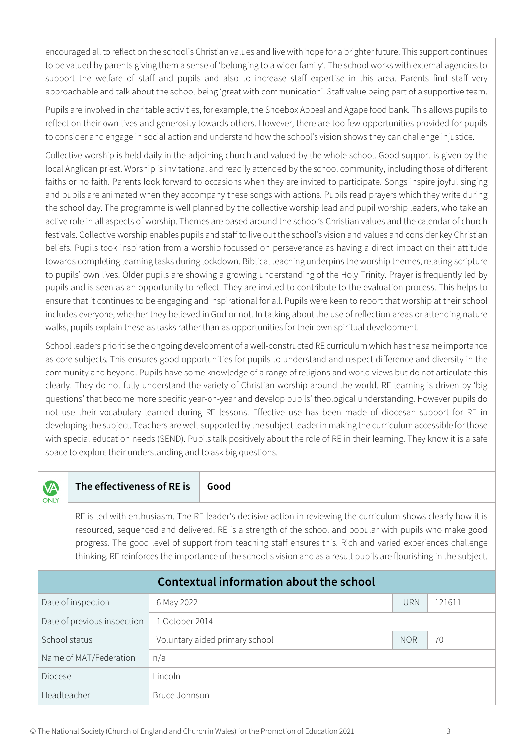encouraged all to reflect on the school's Christian values and live with hope for a brighter future. This support continues to be valued by parents giving them a sense of 'belonging to a wider family'. The school works with external agencies to support the welfare of staff and pupils and also to increase staff expertise in this area. Parents find staff very approachable and talk about the school being 'great with communication'. Staff value being part of a supportive team.

Pupils are involved in charitable activities, for example, the Shoebox Appeal and Agape food bank. This allows pupils to reflect on their own lives and generosity towards others. However, there are too few opportunities provided for pupils to consider and engage in social action and understand how the school's vision shows they can challenge injustice.

Collective worship is held daily in the adjoining church and valued by the whole school. Good support is given by the local Anglican priest. Worship is invitational and readily attended by the school community, including those of different faiths or no faith. Parents look forward to occasions when they are invited to participate. Songs inspire joyful singing and pupils are animated when they accompany these songs with actions. Pupils read prayers which they write during the school day. The programme is well planned by the collective worship lead and pupil worship leaders, who take an active role in all aspects of worship. Themes are based around the school's Christian values and the calendar of church festivals. Collective worship enables pupils and staff to live out the school's vision and values and consider key Christian beliefs. Pupils took inspiration from a worship focussed on perseverance as having a direct impact on their attitude towards completing learning tasks during lockdown. Biblical teaching underpins the worship themes, relating scripture to pupils' own lives. Older pupils are showing a growing understanding of the Holy Trinity. Prayer is frequently led by pupils and is seen as an opportunity to reflect. They are invited to contribute to the evaluation process. This helps to ensure that it continues to be engaging and inspirational for all. Pupils were keen to report that worship at their school includes everyone, whether they believed in God or not. In talking about the use of reflection areas or attending nature walks, pupils explain these as tasks rather than as opportunities for their own spiritual development.

School leaders prioritise the ongoing development of a well-constructed RE curriculum which has the same importance as core subjects. This ensures good opportunities for pupils to understand and respect difference and diversity in the community and beyond. Pupils have some knowledge of a range of religions and world views but do not articulate this clearly. They do not fully understand the variety of Christian worship around the world. RE learning is driven by 'big questions' that become more specific year-on-year and develop pupils' theological understanding. However pupils do not use their vocabulary learned during RE lessons. Effective use has been made of diocesan support for RE in developing the subject. Teachers are well-supported by the subject leader in making the curriculum accessible for those with special education needs (SEND). Pupils talk positively about the role of RE in their learning. They know it is a safe space to explore their understanding and to ask big questions.

VA ONLY

| The effectiveness of RE is | Good |
|---|---|

RE is led with enthusiasm. The RE leader's decisive action in reviewing the curriculum shows clearly how it is resourced, sequenced and delivered. RE is a strength of the school and popular with pupils who make good progress. The good level of support from teaching staff ensures this. Rich and varied experiences challenge thinking. RE reinforces the importance of the school's vision and as a result pupils are flourishing in the subject.

## Contextual information about the school

| | | | |
|---|---|---|---|
| Date of inspection | 6 May 2022 | URN | 121611 |
| Date of previous inspection | 1 October 2014 | | |
| School status | Voluntary aided primary school | NOR | 70 |
| Name of MAT/Federation | n/a | | |
| Diocese | Lincoln | | |
| Headteacher | Bruce Johnson | | |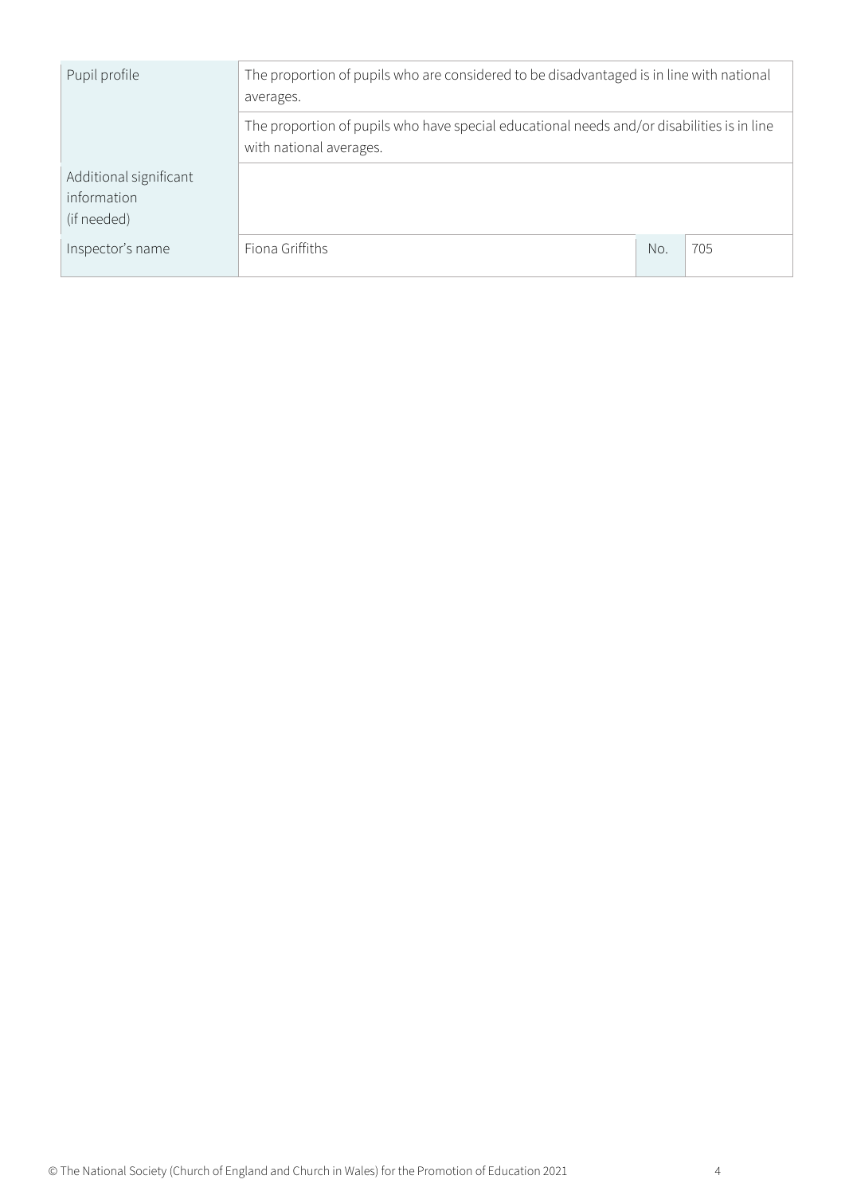| | | | |
|---|---|---|---|
| Pupil profile | The proportion of pupils who are considered to be disadvantaged is in line with national averages. | | |
| | The proportion of pupils who have special educational needs and/or disabilities is in line with national averages. | | |
| Additional significant information (if needed) | | | |
| Inspector's name | Fiona Griffiths | No. | 705 |

© The National Society (Church of England and Church in Wales) for the Promotion of Education 2021